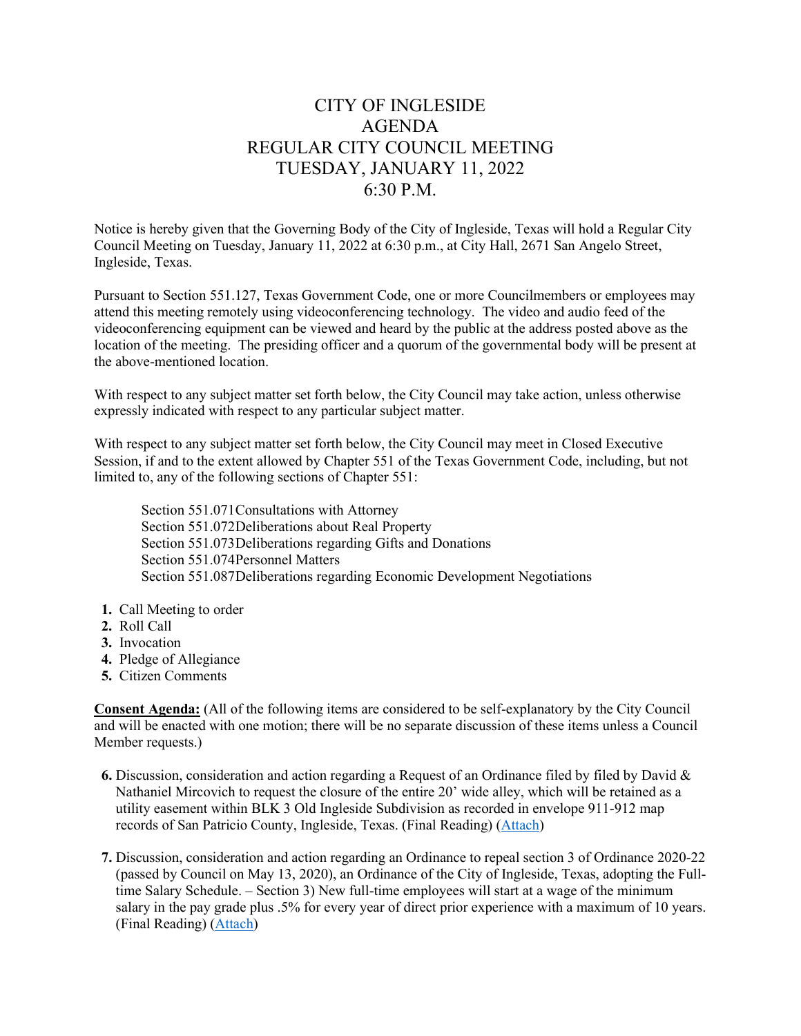# CITY OF INGLESIDE
# AGENDA
# REGULAR CITY COUNCIL MEETING
# TUESDAY, JANUARY 11, 2022
# 6:30 P.M.

Notice is hereby given that the Governing Body of the City of Ingleside, Texas will hold a Regular City Council Meeting on Tuesday, January 11, 2022 at 6:30 p.m., at City Hall, 2671 San Angelo Street, Ingleside, Texas.

Pursuant to Section 551.127, Texas Government Code, one or more Councilmembers or employees may attend this meeting remotely using videoconferencing technology. The video and audio feed of the videoconferencing equipment can be viewed and heard by the public at the address posted above as the location of the meeting. The presiding officer and a quorum of the governmental body will be present at the above-mentioned location.

With respect to any subject matter set forth below, the City Council may take action, unless otherwise expressly indicated with respect to any particular subject matter.

With respect to any subject matter set forth below, the City Council may meet in Closed Executive Session, if and to the extent allowed by Chapter 551 of the Texas Government Code, including, but not limited to, any of the following sections of Chapter 551:

Section 551.071 Consultations with Attorney
Section 551.072 Deliberations about Real Property
Section 551.073 Deliberations regarding Gifts and Donations
Section 551.074 Personnel Matters
Section 551.087 Deliberations regarding Economic Development Negotiations

1. Call Meeting to order
2. Roll Call
3. Invocation
4. Pledge of Allegiance
5. Citizen Comments

**Consent Agenda:** (All of the following items are considered to be self-explanatory by the City Council and will be enacted with one motion; there will be no separate discussion of these items unless a Council Member requests.)

6. Discussion, consideration and action regarding a Request of an Ordinance filed by filed by David & Nathaniel Mircovich to request the closure of the entire 20' wide alley, which will be retained as a utility easement within BLK 3 Old Ingleside Subdivision as recorded in envelope 911-912 map records of San Patricio County, Ingleside, Texas. (Final Reading) (Attach)

7. Discussion, consideration and action regarding an Ordinance to repeal section 3 of Ordinance 2020-22 (passed by Council on May 13, 2020), an Ordinance of the City of Ingleside, Texas, adopting the Full-time Salary Schedule. – Section 3) New full-time employees will start at a wage of the minimum salary in the pay grade plus .5% for every year of direct prior experience with a maximum of 10 years. (Final Reading) (Attach)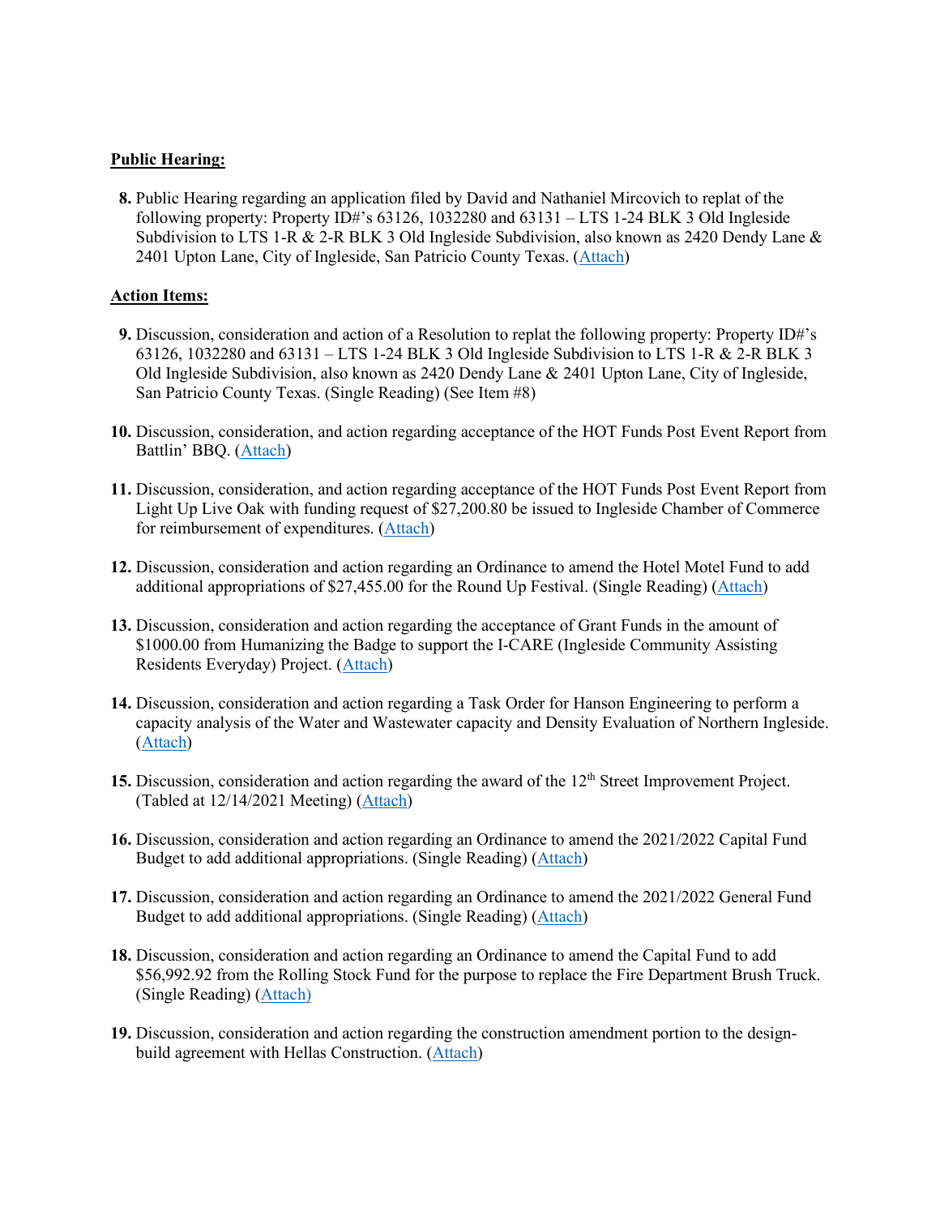**Public Hearing:**

8. Public Hearing regarding an application filed by David and Nathaniel Mircovich to replat of the following property: Property ID#'s 63126, 1032280 and 63131 – LTS 1-24 BLK 3 Old Ingleside Subdivision to LTS 1-R & 2-R BLK 3 Old Ingleside Subdivision, also known as 2420 Dendy Lane & 2401 Upton Lane, City of Ingleside, San Patricio County Texas. (Attach)

**Action Items:**

9. Discussion, consideration and action of a Resolution to replat the following property: Property ID#'s 63126, 1032280 and 63131 – LTS 1-24 BLK 3 Old Ingleside Subdivision to LTS 1-R & 2-R BLK 3 Old Ingleside Subdivision, also known as 2420 Dendy Lane & 2401 Upton Lane, City of Ingleside, San Patricio County Texas. (Single Reading) (See Item #8)

10. Discussion, consideration, and action regarding acceptance of the HOT Funds Post Event Report from Battlin' BBQ. (Attach)

11. Discussion, consideration, and action regarding acceptance of the HOT Funds Post Event Report from Light Up Live Oak with funding request of $27,200.80 be issued to Ingleside Chamber of Commerce for reimbursement of expenditures. (Attach)

12. Discussion, consideration and action regarding an Ordinance to amend the Hotel Motel Fund to add additional appropriations of $27,455.00 for the Round Up Festival. (Single Reading) (Attach)

13. Discussion, consideration and action regarding the acceptance of Grant Funds in the amount of $1000.00 from Humanizing the Badge to support the I-CARE (Ingleside Community Assisting Residents Everyday) Project. (Attach)

14. Discussion, consideration and action regarding a Task Order for Hanson Engineering to perform a capacity analysis of the Water and Wastewater capacity and Density Evaluation of Northern Ingleside. (Attach)

15. Discussion, consideration and action regarding the award of the 12th Street Improvement Project. (Tabled at 12/14/2021 Meeting) (Attach)

16. Discussion, consideration and action regarding an Ordinance to amend the 2021/2022 Capital Fund Budget to add additional appropriations. (Single Reading) (Attach)

17. Discussion, consideration and action regarding an Ordinance to amend the 2021/2022 General Fund Budget to add additional appropriations. (Single Reading) (Attach)

18. Discussion, consideration and action regarding an Ordinance to amend the Capital Fund to add $56,992.92 from the Rolling Stock Fund for the purpose to replace the Fire Department Brush Truck. (Single Reading) (Attach)

19. Discussion, consideration and action regarding the construction amendment portion to the design-build agreement with Hellas Construction. (Attach)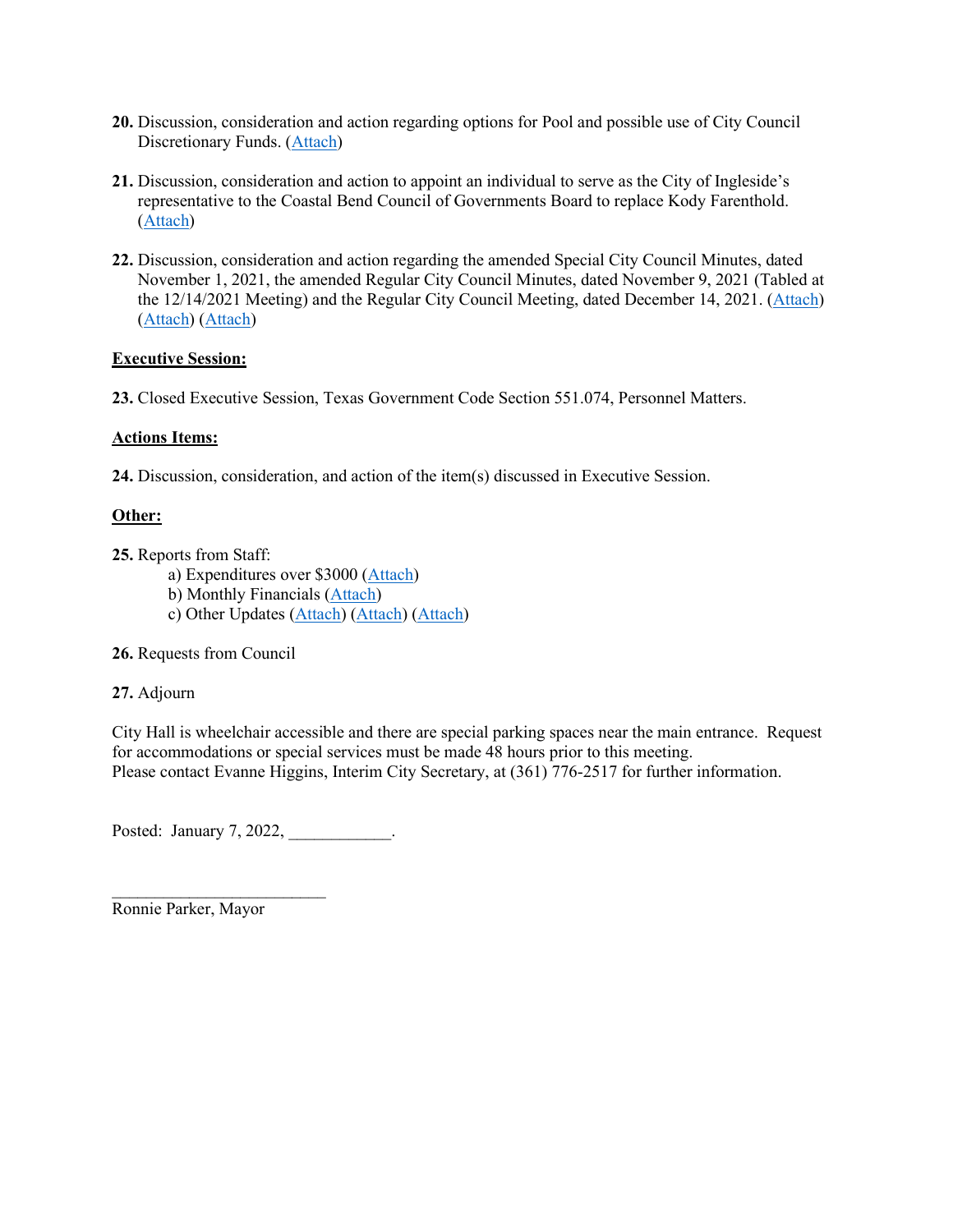**20.** Discussion, consideration and action regarding options for Pool and possible use of City Council Discretionary Funds. (Attach)

**21.** Discussion, consideration and action to appoint an individual to serve as the City of Ingleside's representative to the Coastal Bend Council of Governments Board to replace Kody Farenthold. (Attach)

**22.** Discussion, consideration and action regarding the amended Special City Council Minutes, dated November 1, 2021, the amended Regular City Council Minutes, dated November 9, 2021 (Tabled at the 12/14/2021 Meeting) and the Regular City Council Meeting, dated December 14, 2021. (Attach) (Attach) (Attach)

**Executive Session:**

**23.** Closed Executive Session, Texas Government Code Section 551.074, Personnel Matters.

**Actions Items:**

**24.** Discussion, consideration, and action of the item(s) discussed in Executive Session.

**Other:**

**25.** Reports from Staff:

- a) Expenditures over $3000 (Attach)
- b) Monthly Financials (Attach)
- c) Other Updates (Attach) (Attach) (Attach)

**26.** Requests from Council

**27.** Adjourn

City Hall is wheelchair accessible and there are special parking spaces near the main entrance. Request for accommodations or special services must be made 48 hours prior to this meeting.
Please contact Evanne Higgins, Interim City Secretary, at (361) 776-2517 for further information.

Posted: January 7, 2022, ____________.

_________________________
Ronnie Parker, Mayor